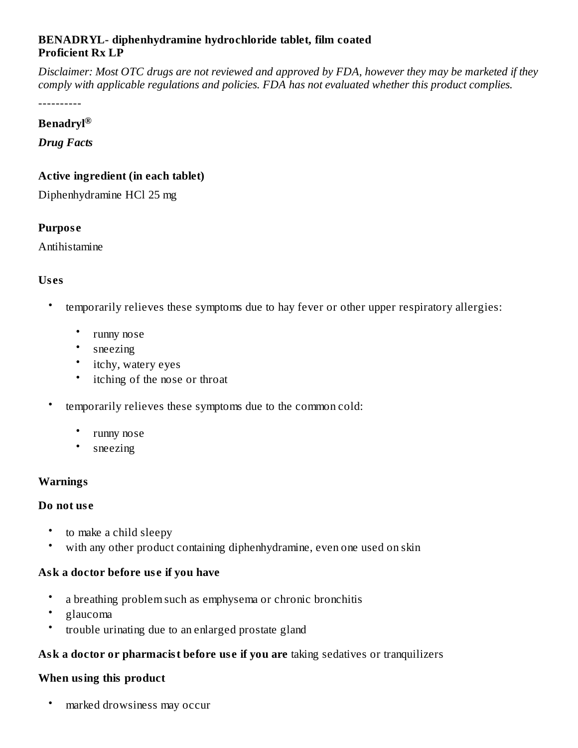**BENADRYL- diphenhydramine hydrochloride tablet, film coated**
**Proficient Rx LP**

*Disclaimer: Most OTC drugs are not reviewed and approved by FDA, however they may be marketed if they comply with applicable regulations and policies. FDA has not evaluated whether this product complies.*

----------

**Benadryl®**

***Drug Facts***

### Active ingredient (in each tablet)

Diphenhydramine HCl 25 mg

### Purpose

Antihistamine

### Uses

- temporarily relieves these symptoms due to hay fever or other upper respiratory allergies:
  - runny nose
  - sneezing
  - itchy, watery eyes
  - itching of the nose or throat
- temporarily relieves these symptoms due to the common cold:
  - runny nose
  - sneezing

### Warnings

**Do not use**

- to make a child sleepy
- with any other product containing diphenhydramine, even one used on skin

**Ask a doctor before use if you have**

- a breathing problem such as emphysema or chronic bronchitis
- glaucoma
- trouble urinating due to an enlarged prostate gland

**Ask a doctor or pharmacist before use if you are** taking sedatives or tranquilizers

**When using this product**

- marked drowsiness may occur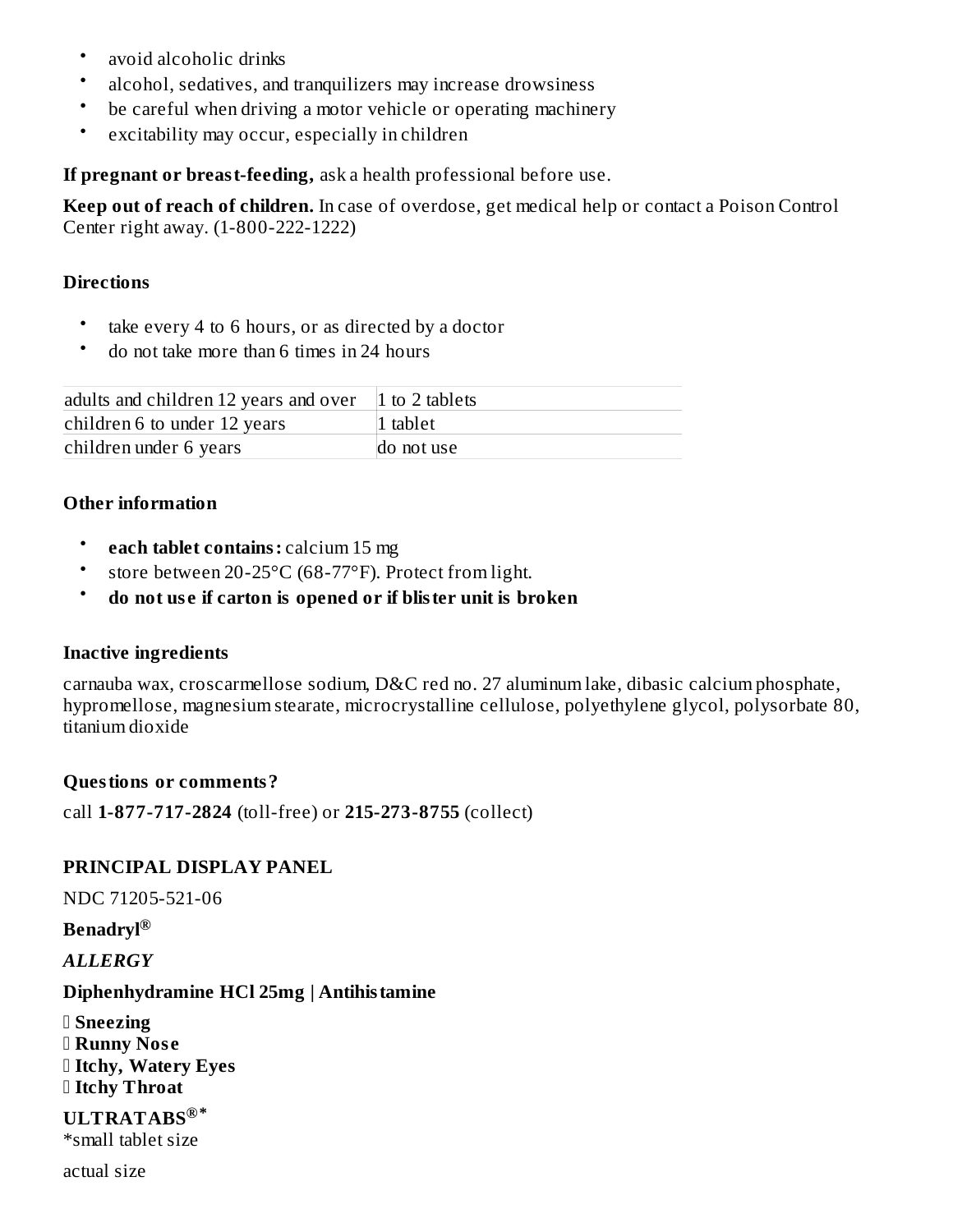- avoid alcoholic drinks
- alcohol, sedatives, and tranquilizers may increase drowsiness
- be careful when driving a motor vehicle or operating machinery
- excitability may occur, especially in children

**If pregnant or breast-feeding,** ask a health professional before use.

**Keep out of reach of children.** In case of overdose, get medical help or contact a Poison Control Center right away. (1-800-222-1222)

### Directions

- take every 4 to 6 hours, or as directed by a doctor
- do not take more than 6 times in 24 hours

| | |
|---|---|
| adults and children 12 years and over | 1 to 2 tablets |
| children 6 to under 12 years | 1 tablet |
| children under 6 years | do not use |

### Other information

- **each tablet contains:** calcium 15 mg
- store between 20-25°C (68-77°F). Protect from light.
- **do not use if carton is opened or if blister unit is broken**

### Inactive ingredients

carnauba wax, croscarmellose sodium, D&C red no. 27 aluminum lake, dibasic calcium phosphate, hypromellose, magnesium stearate, microcrystalline cellulose, polyethylene glycol, polysorbate 80, titanium dioxide

### Questions or comments?

call **1-877-717-2824** (toll-free) or **215-273-8755** (collect)

### PRINCIPAL DISPLAY PANEL

NDC 71205-521-06

**Benadryl®**

***ALLERGY***

**Diphenhydramine HCl 25mg | Antihistamine**

**Sneezing**
**Runny Nose**
**Itchy, Watery Eyes**
**Itchy Throat**

**ULTRATABS®***
*small tablet size

actual size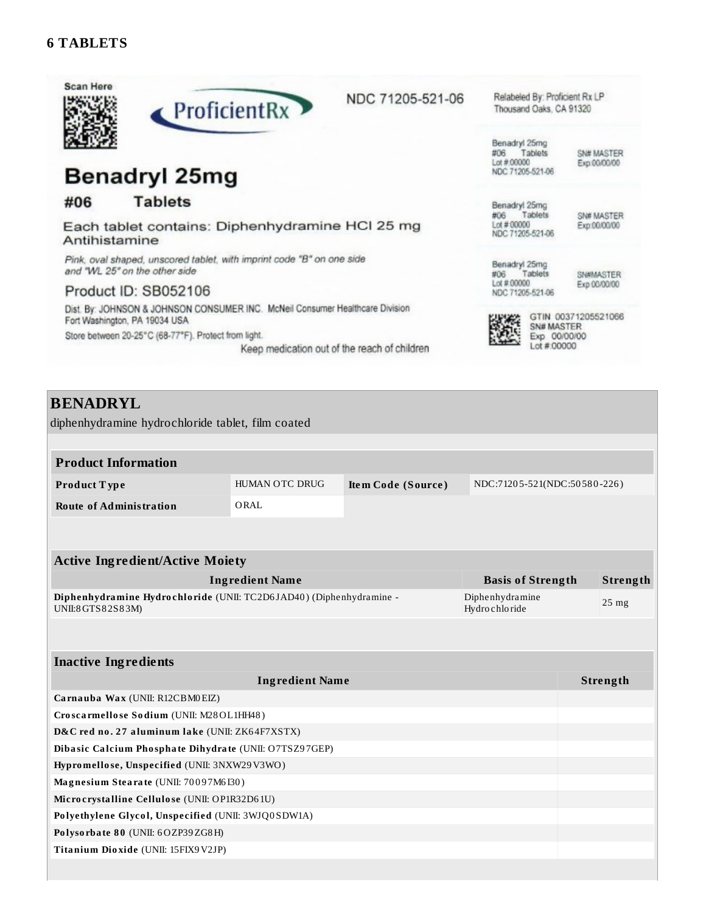## 6 TABLETS

Scan Here

ProficientRx

NDC 71205-521-06

Relabeled By: Proficient Rx LP
Thousand Oaks, CA 91320

# Benadryl 25mg

**#06 Tablets**

Each tablet contains: Diphenhydramine HCl 25 mg
Antihistamine

*Pink, oval shaped, unscored tablet, with imprint code "B" on one side and "WL 25" on the other side*

Product ID: SB052106

Dist. By: JOHNSON & JOHNSON CONSUMER INC. McNeil Consumer Healthcare Division
Fort Washington, PA 19034 USA

Store between 20-25°C (68-77°F). Protect from light.

Keep medication out of the reach of children

Benadryl 25mg
#06 Tablets
Lot # 00000
NDC 71205-521-06
SN# MASTER
Exp 00/00/00

Benadryl 25mg
#06 Tablets
Lot # 00000
NDC 71205-521-06
SN# MASTER
Exp 00/00/00

Benadryl 25mg
#06 Tablets
Lot # 00000
NDC 71205-521-06
SN#MASTER
Exp 00/00/00

GTIN 00371205521066
SN# MASTER
Exp 00/00/00
Lot # 00000

## BENADRYL

diphenhydramine hydrochloride tablet, film coated

| Product Information | | | |
|---|---|---|---|
| **Product Type** | HUMAN OTC DRUG | **Item Code (Source)** | NDC:71205-521(NDC:50580-226) |
| **Route of Administration** | ORAL | | |

| Active Ingredient/Active Moiety | | |
|---|---|---|
| **Ingredient Name** | **Basis of Strength** | **Strength** |
| **Diphenhydramine Hydrochloride** (UNII: TC2D6JAD40) (Diphenhydramine - UNII:8GTS82S83M) | Diphenhydramine Hydrochloride | 25 mg |

| Inactive Ingredients | |
|---|---|
| **Ingredient Name** | **Strength** |
| **Carnauba Wax** (UNII: R12CBM0EIZ) | |
| **Croscarmellose Sodium** (UNII: M28OL1HH48) | |
| **D&C red no. 27 aluminum lake** (UNII: ZK64F7XSTX) | |
| **Dibasic Calcium Phosphate Dihydrate** (UNII: O7TSZ97GEP) | |
| **Hypromellose, Unspecified** (UNII: 3NXW29V3WO) | |
| **Magnesium Stearate** (UNII: 70097M6I30) | |
| **Microcrystalline Cellulose** (UNII: OP1R32D61U) | |
| **Polyethylene Glycol, Unspecified** (UNII: 3WJQ0SDW1A) | |
| **Polysorbate 80** (UNII: 6OZP39ZG8H) | |
| **Titanium Dioxide** (UNII: 15FIX9V2JP) | |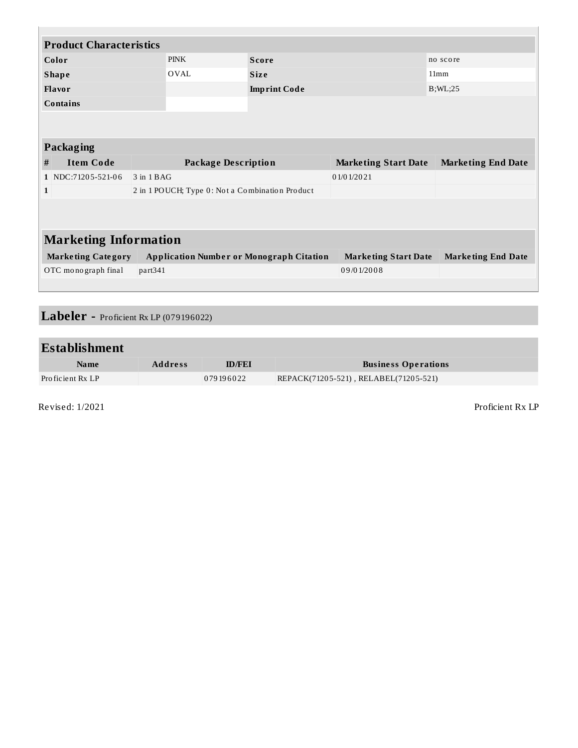### Product Characteristics

| | | | |
|---|---|---|---|
| **Color** | PINK | **Score** | no score |
| **Shape** | OVAL | **Size** | 11mm |
| **Flavor** | | **Imprint Code** | B;WL;25 |
| **Contains** | | | |

### Packaging

| # | Item Code | Package Description | Marketing Start Date | Marketing End Date |
|---|---|---|---|---|
| 1 | NDC:71205-521-06 | 3 in 1 BAG | 01/01/2021 | |
| 1 | | 2 in 1 POUCH; Type 0: Not a Combination Product | | |

### Marketing Information

| Marketing Category | Application Number or Monograph Citation | Marketing Start Date | Marketing End Date |
|---|---|---|---|
| OTC monograph final | part341 | 09/01/2008 | |

## Labeler - Proficient Rx LP (079196022)

## Establishment

| Name | Address | ID/FEI | Business Operations |
|---|---|---|---|
| Proficient Rx LP | | 079196022 | REPACK(71205-521) , RELABEL(71205-521) |

Revised: 1/2021

Proficient Rx LP